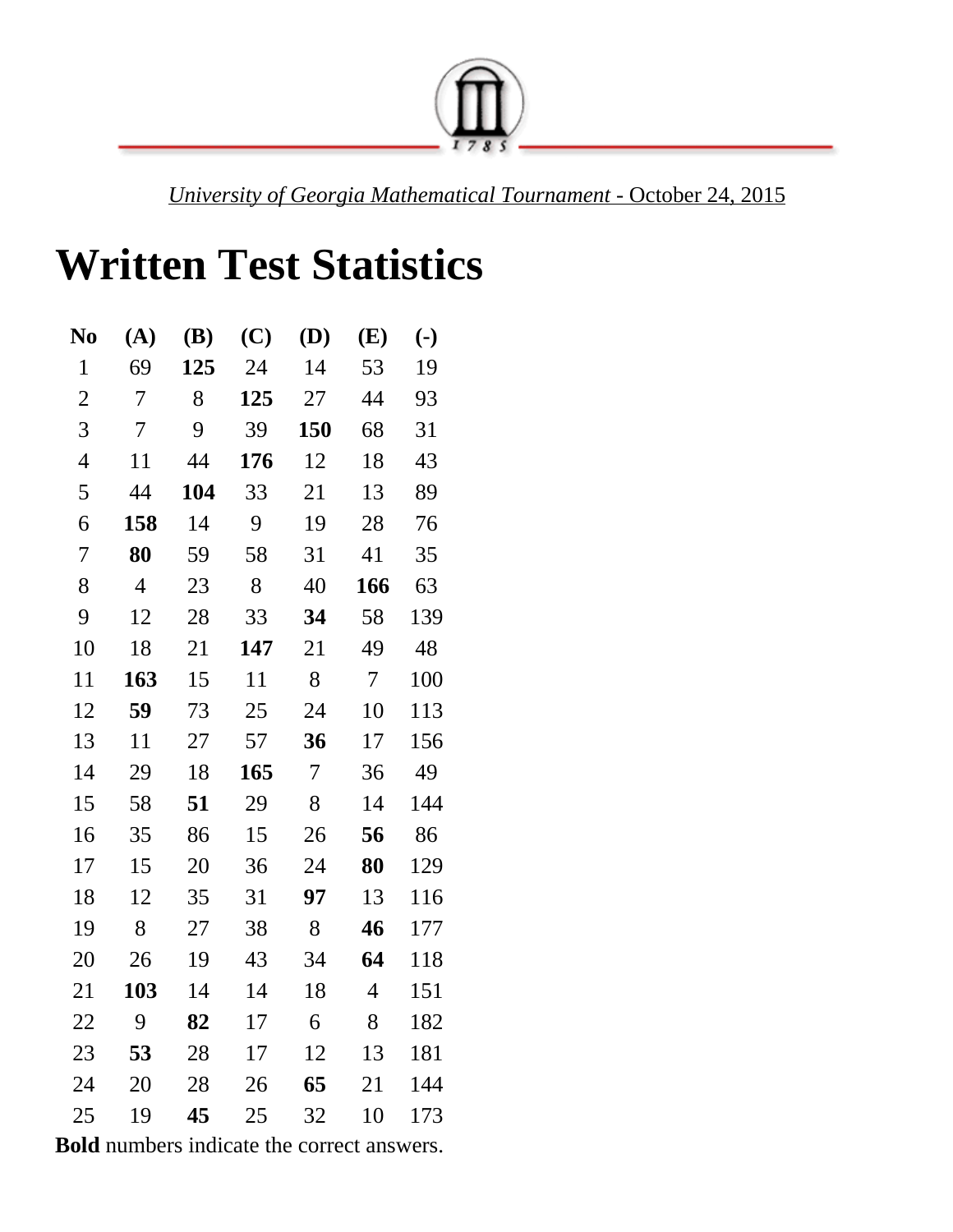*University of Georgia Mathematical Tournament* - October 24, 2015

# Written Test Statistics

| No | (A) | (B) | (C) | (D) | (E) | (-) |
|---|---|---|---|---|---|---|
| 1 | 69 | **125** | 24 | 14 | 53 | 19 |
| 2 | 7 | 8 | **125** | 27 | 44 | 93 |
| 3 | 7 | 9 | 39 | **150** | 68 | 31 |
| 4 | 11 | 44 | **176** | 12 | 18 | 43 |
| 5 | 44 | **104** | 33 | 21 | 13 | 89 |
| 6 | **158** | 14 | 9 | 19 | 28 | 76 |
| 7 | **80** | 59 | 58 | 31 | 41 | 35 |
| 8 | 4 | 23 | 8 | 40 | **166** | 63 |
| 9 | 12 | 28 | 33 | **34** | 58 | 139 |
| 10 | 18 | 21 | **147** | 21 | 49 | 48 |
| 11 | **163** | 15 | 11 | 8 | 7 | 100 |
| 12 | **59** | 73 | 25 | 24 | 10 | 113 |
| 13 | 11 | 27 | 57 | **36** | 17 | 156 |
| 14 | 29 | 18 | **165** | 7 | 36 | 49 |
| 15 | 58 | **51** | 29 | 8 | 14 | 144 |
| 16 | 35 | 86 | 15 | 26 | **56** | 86 |
| 17 | 15 | 20 | 36 | 24 | **80** | 129 |
| 18 | 12 | 35 | 31 | **97** | 13 | 116 |
| 19 | 8 | 27 | 38 | 8 | **46** | 177 |
| 20 | 26 | 19 | 43 | 34 | **64** | 118 |
| 21 | **103** | 14 | 14 | 18 | 4 | 151 |
| 22 | 9 | **82** | 17 | 6 | 8 | 182 |
| 23 | **53** | 28 | 17 | 12 | 13 | 181 |
| 24 | 20 | 28 | 26 | **65** | 21 | 144 |
| 25 | 19 | **45** | 25 | 32 | 10 | 173 |

**Bold** numbers indicate the correct answers.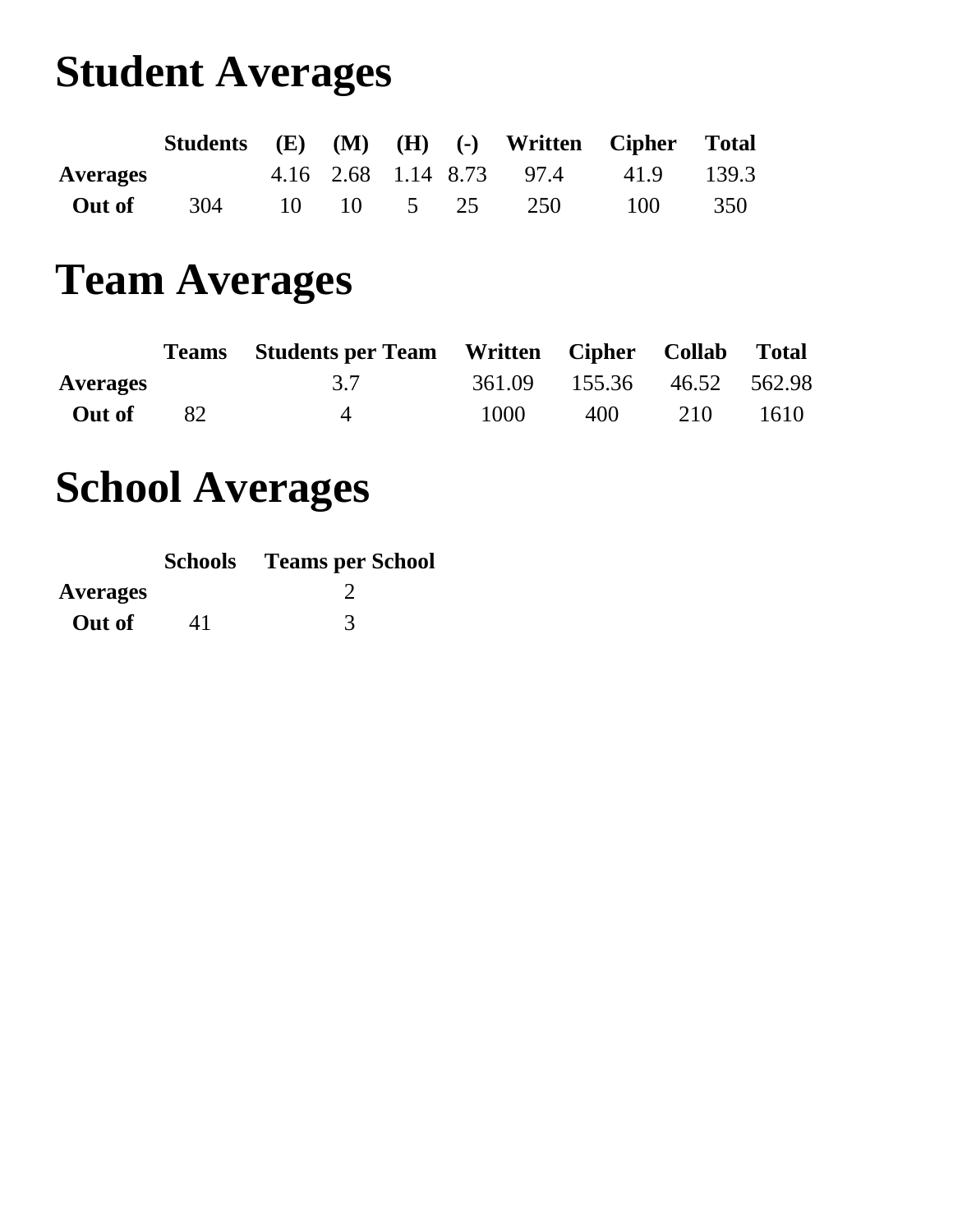# Student Averages

| | Students | (E) | (M) | (H) | (-) | Written | Cipher | Total |
|---|---|---|---|---|---|---|---|---|
| **Averages** | | 4.16 | 2.68 | 1.14 | 8.73 | 97.4 | 41.9 | 139.3 |
| **Out of** | 304 | 10 | 10 | 5 | 25 | 250 | 100 | 350 |

# Team Averages

| | Teams | Students per Team | Written | Cipher | Collab | Total |
|---|---|---|---|---|---|---|
| **Averages** | | 3.7 | 361.09 | 155.36 | 46.52 | 562.98 |
| **Out of** | 82 | 4 | 1000 | 400 | 210 | 1610 |

# School Averages

| | Schools | Teams per School |
|---|---|---|
| **Averages** | | 2 |
| **Out of** | 41 | 3 |